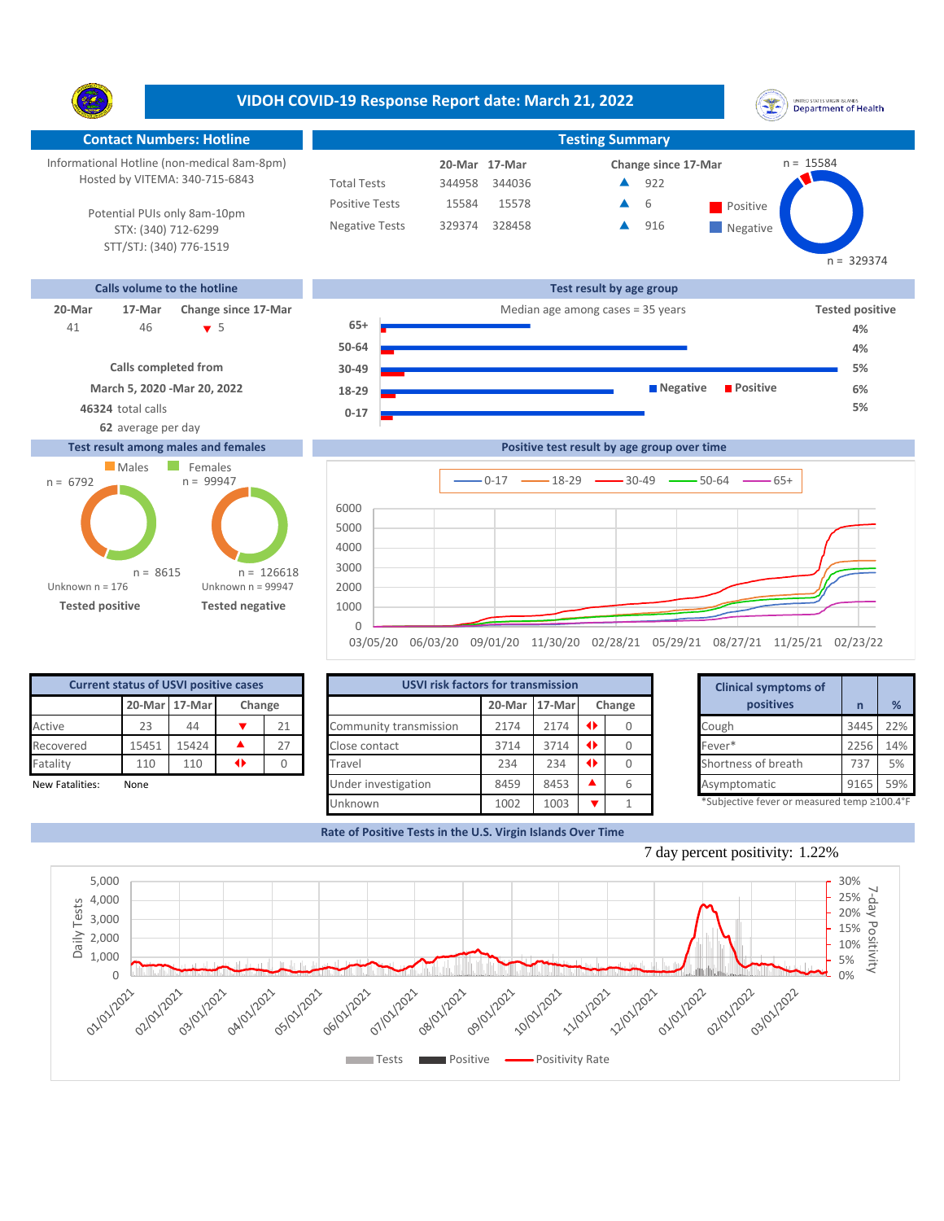# VIDOH COVID-19 Response Report date: March 21, 2022

## Contact Numbers: Hotline

Informational Hotline (non-medical 8am-8pm)
Hosted by VITEMA: 340-715-6843

Potential PUIs only 8am-10pm
STX: (340) 712-6299
STT/STJ: (340) 776-1519

## Testing Summary

| | 20-Mar | 17-Mar | Change since 17-Mar |
|---|---|---|---|
| Total Tests | 344958 | 344036 | ▲ 922 |
| Positive Tests | 15584 | 15578 | ▲ 6 |
| Negative Tests | 329374 | 328458 | ▲ 916 |

Positive n = 15584; Negative n = 329374

## Calls volume to the hotline

| 20-Mar | 17-Mar | Change since 17-Mar |
|---|---|---|
| 41 | 46 | ▼ 5 |

**Calls completed from**
**March 5, 2020 -Mar 20, 2022**
**46324** total calls
**62** average per day

## Test result by age group

Median age among cases = 35 years

| Age group | Tested positive |
|---|---|
| 65+ | 4% |
| 50-64 | 4% |
| 30-49 | 5% |
| 18-29 | 6% |
| 0-17 | 5% |

## Test result among males and females

| | Males | Females |
|---|---|---|
| Tested positive | n = 6792 | n = 8615 |
| Unknown (positive) | n = 176 | |
| Tested negative | n = 99947 | n = 126618 |
| Unknown (negative) | | n = 99947 |

## Positive test result by age group over time

Series: 0-17, 18-29, 30-49, 50-64, 65+

## Current status of USVI positive cases

| | 20-Mar | 17-Mar | Change |
|---|---|---|---|
| Active | 23 | 44 | ▼ 21 |
| Recovered | 15451 | 15424 | ▲ 27 |
| Fatality | 110 | 110 | ◆ 0 |

New Fatalities: None

## USVI risk factors for transmission

| | 20-Mar | 17-Mar | Change |
|---|---|---|---|
| Community transmission | 2174 | 2174 | ◆ 0 |
| Close contact | 3714 | 3714 | ◆ 0 |
| Travel | 234 | 234 | ◆ 0 |
| Under investigation | 8459 | 8453 | ▲ 6 |
| Unknown | 1002 | 1003 | ▼ 1 |

## Clinical symptoms of positives

| Clinical symptoms of positives | n | % |
|---|---|---|
| Cough | 3445 | 22% |
| Fever* | 2256 | 14% |
| Shortness of breath | 737 | 5% |
| Asymptomatic | 9165 | 59% |

*Subjective fever or measured temp ≥100.4°F

## Rate of Positive Tests in the U.S. Virgin Islands Over Time

7 day percent positivity: 1.22%

Legend: Tests, Positive, Positivity Rate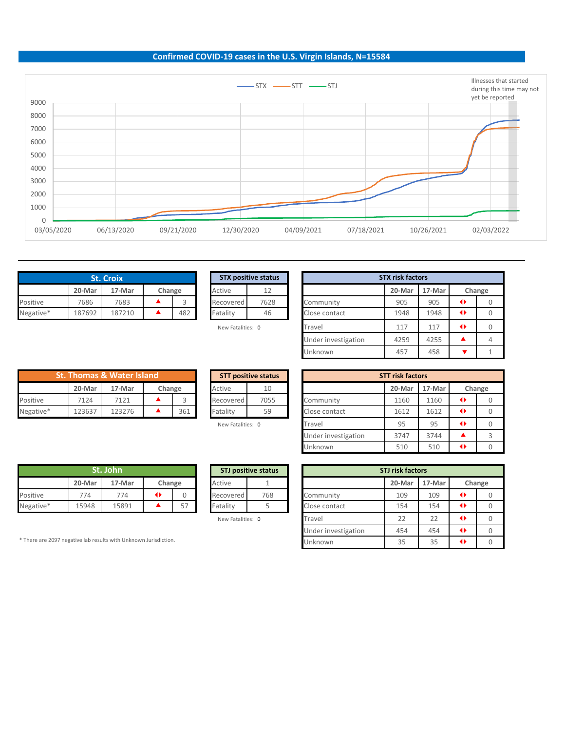## Confirmed COVID-19 cases in the U.S. Virgin Islands, N=15584

STX STT STJ

Illnesses that started during this time may not yet be reported

9000
8000
7000
6000
5000
4000
3000
2000
1000
0

03/05/2020 06/13/2020 09/21/2020 12/30/2020 04/09/2021 07/18/2021 10/26/2021 02/03/2022

| St. Croix | 20-Mar | 17-Mar | Change | |
|---|---|---|---|---|
| Positive | 7686 | 7683 | ▲ | 3 |
| Negative* | 187692 | 187210 | ▲ | 482 |

| STX positive status | |
|---|---|
| Active | 12 |
| Recovered | 7628 |
| Fatality | 46 |

New Fatalities: 0

| STX risk factors | 20-Mar | 17-Mar | Change | |
|---|---|---|---|---|
| Community | 905 | 905 | ◆ | 0 |
| Close contact | 1948 | 1948 | ◆ | 0 |
| Travel | 117 | 117 | ◆ | 0 |
| Under investigation | 4259 | 4255 | ▲ | 4 |
| Unknown | 457 | 458 | ▼ | 1 |

| St. Thomas & Water Island | 20-Mar | 17-Mar | Change | |
|---|---|---|---|---|
| Positive | 7124 | 7121 | ▲ | 3 |
| Negative* | 123637 | 123276 | ▲ | 361 |

| STT positive status | |
|---|---|
| Active | 10 |
| Recovered | 7055 |
| Fatality | 59 |

New Fatalities: 0

| STT risk factors | 20-Mar | 17-Mar | Change | |
|---|---|---|---|---|
| Community | 1160 | 1160 | ◆ | 0 |
| Close contact | 1612 | 1612 | ◆ | 0 |
| Travel | 95 | 95 | ◆ | 0 |
| Under investigation | 3747 | 3744 | ▲ | 3 |
| Unknown | 510 | 510 | ◆ | 0 |

| St. John | 20-Mar | 17-Mar | Change | |
|---|---|---|---|---|
| Positive | 774 | 774 | ◆ | 0 |
| Negative* | 15948 | 15891 | ▲ | 57 |

| STJ positive status | |
|---|---|
| Active | 1 |
| Recovered | 768 |
| Fatality | 5 |

New Fatalities: 0

| STJ risk factors | 20-Mar | 17-Mar | Change | |
|---|---|---|---|---|
| Community | 109 | 109 | ◆ | 0 |
| Close contact | 154 | 154 | ◆ | 0 |
| Travel | 22 | 22 | ◆ | 0 |
| Under investigation | 454 | 454 | ◆ | 0 |
| Unknown | 35 | 35 | ◆ | 0 |

* There are 2097 negative lab results with Unknown Jurisdiction.